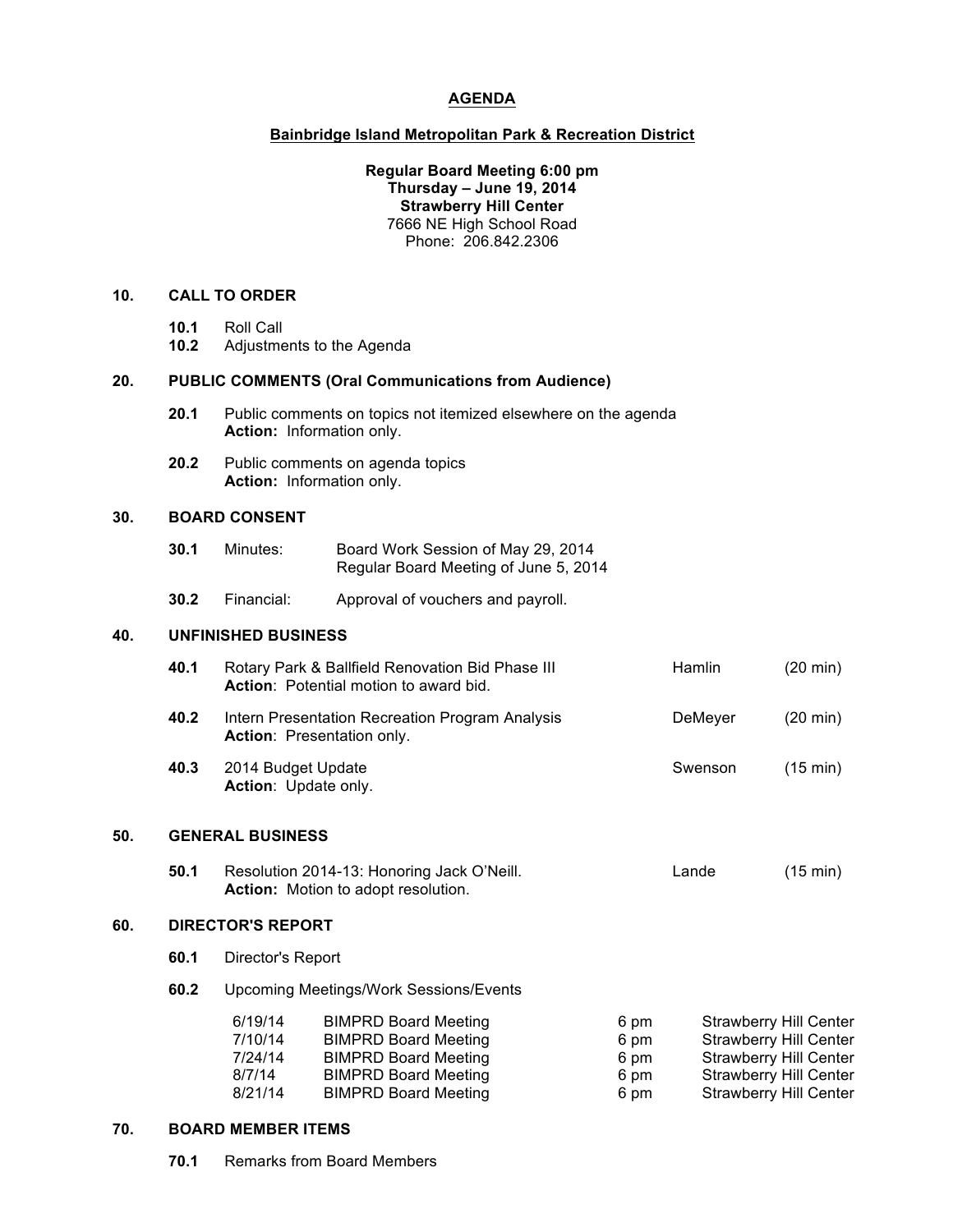# AGENDA

## Bainbridge Island Metropolitan Park & Recreation District

**Regular Board Meeting 6:00 pm**
**Thursday – June 19, 2014**
**Strawberry Hill Center**
7666 NE High School Road
Phone: 206.842.2306

### 10. CALL TO ORDER

**10.1** Roll Call
**10.2** Adjustments to the Agenda

### 20. PUBLIC COMMENTS (Oral Communications from Audience)

**20.1** Public comments on topics not itemized elsewhere on the agenda
**Action:** Information only.

**20.2** Public comments on agenda topics
**Action:** Information only.

### 30. BOARD CONSENT

**30.1** Minutes: Board Work Session of May 29, 2014
Regular Board Meeting of June 5, 2014

**30.2** Financial: Approval of vouchers and payroll.

### 40. UNFINISHED BUSINESS

**40.1** Rotary Park & Ballfield Renovation Bid Phase III — Hamlin (20 min)
**Action**: Potential motion to award bid.

**40.2** Intern Presentation Recreation Program Analysis — DeMeyer (20 min)
**Action**: Presentation only.

**40.3** 2014 Budget Update — Swenson (15 min)
**Action**: Update only.

### 50. GENERAL BUSINESS

**50.1** Resolution 2014-13: Honoring Jack O'Neill. — Lande (15 min)
**Action:** Motion to adopt resolution.

### 60. DIRECTOR'S REPORT

**60.1** Director's Report

**60.2** Upcoming Meetings/Work Sessions/Events

| Date | Meeting | Time | Location |
|---|---|---|---|
| 6/19/14 | BIMPRD Board Meeting | 6 pm | Strawberry Hill Center |
| 7/10/14 | BIMPRD Board Meeting | 6 pm | Strawberry Hill Center |
| 7/24/14 | BIMPRD Board Meeting | 6 pm | Strawberry Hill Center |
| 8/7/14 | BIMPRD Board Meeting | 6 pm | Strawberry Hill Center |
| 8/21/14 | BIMPRD Board Meeting | 6 pm | Strawberry Hill Center |

### 70. BOARD MEMBER ITEMS

**70.1** Remarks from Board Members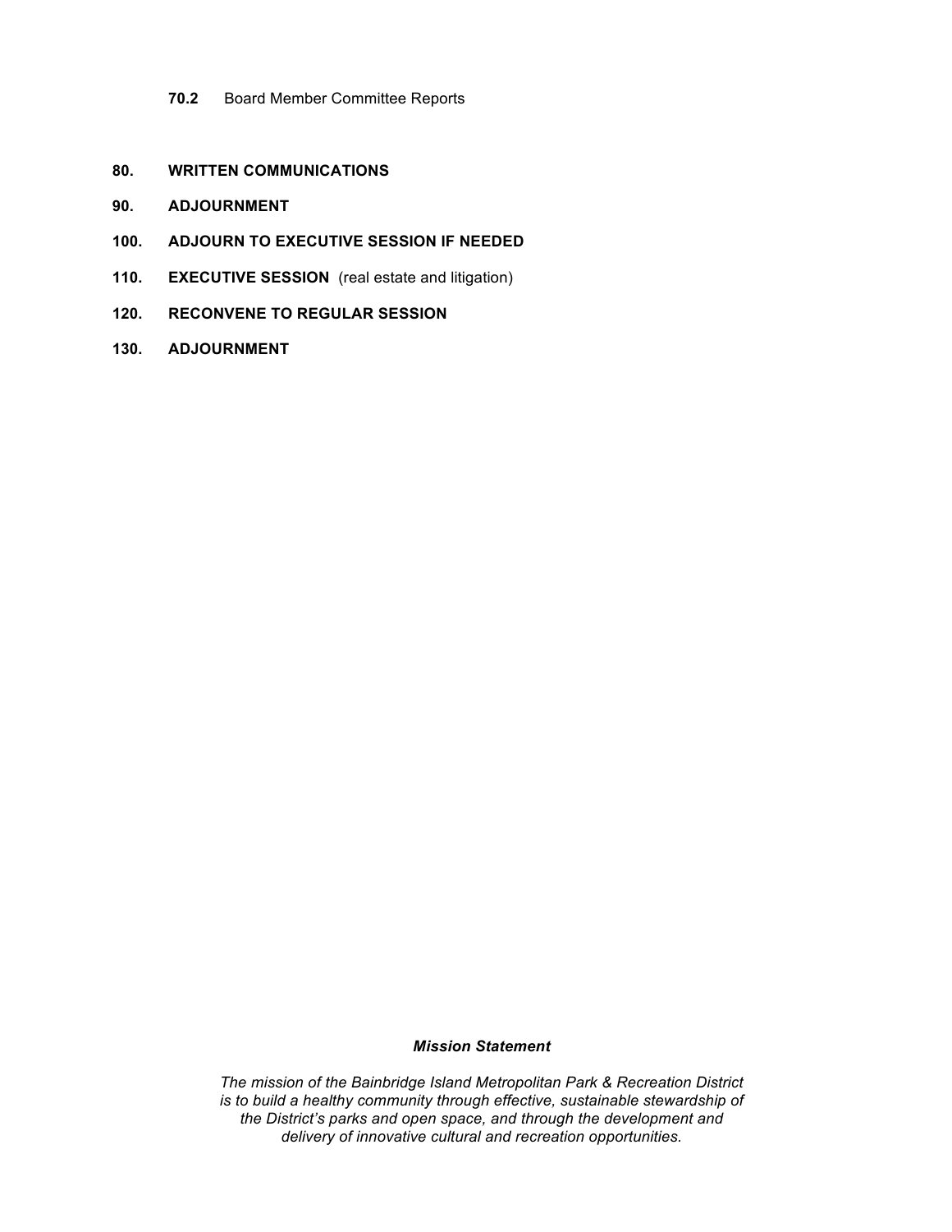**70.2** Board Member Committee Reports

**80. WRITTEN COMMUNICATIONS**

**90. ADJOURNMENT**

**100. ADJOURN TO EXECUTIVE SESSION IF NEEDED**

**110. EXECUTIVE SESSION** (real estate and litigation)

**120. RECONVENE TO REGULAR SESSION**

**130. ADJOURNMENT**

***Mission Statement***

*The mission of the Bainbridge Island Metropolitan Park & Recreation District is to build a healthy community through effective, sustainable stewardship of the District's parks and open space, and through the development and delivery of innovative cultural and recreation opportunities.*